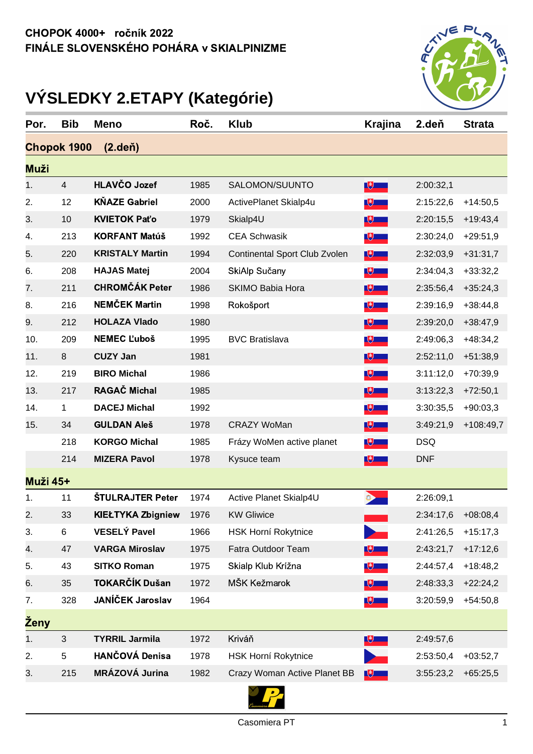**CHOPOK 4000+ ročník 2022**
**FINÁLE SLOVENSKÉHO POHÁRA v SKIALPINIZME**

# VÝSLEDKY 2.ETAPY (Kategórie)

| Por. | Bib | Meno | Roč. | Klub | Krajina | 2.deň | Strata |
|---|---|---|---|---|---|---|---|
| **Chopok 1900 (2.deň)** | | | | | | | |
| **Muži** | | | | | | | |
| 1. | 4 | **HLAVČO Jozef** | 1985 | SALOMON/SUUNTO | | 2:00:32,1 | |
| 2. | 12 | **KŇAZE Gabriel** | 2000 | ActivePlanet Skialp4u | | 2:15:22,6 | +14:50,5 |
| 3. | 10 | **KVIETOK Paťo** | 1979 | Skialp4U | | 2:20:15,5 | +19:43,4 |
| 4. | 213 | **KORFANT Matúš** | 1992 | CEA Schwasik | | 2:30:24,0 | +29:51,9 |
| 5. | 220 | **KRISTALY Martin** | 1994 | Continental Sport Club Zvolen | | 2:32:03,9 | +31:31,7 |
| 6. | 208 | **HAJAS Matej** | 2004 | SkiAlp Sučany | | 2:34:04,3 | +33:32,2 |
| 7. | 211 | **CHROMČÁK Peter** | 1986 | SKIMO Babia Hora | | 2:35:56,4 | +35:24,3 |
| 8. | 216 | **NEMČEK Martin** | 1998 | Rokošport | | 2:39:16,9 | +38:44,8 |
| 9. | 212 | **HOLAZA Vlado** | 1980 | | | 2:39:20,0 | +38:47,9 |
| 10. | 209 | **NEMEC Ľuboš** | 1995 | BVC Bratislava | | 2:49:06,3 | +48:34,2 |
| 11. | 8 | **CUZY Jan** | 1981 | | | 2:52:11,0 | +51:38,9 |
| 12. | 219 | **BIRO Michal** | 1986 | | | 3:11:12,0 | +70:39,9 |
| 13. | 217 | **RAGAČ Michal** | 1985 | | | 3:13:22,3 | +72:50,1 |
| 14. | 1 | **DACEJ Michal** | 1992 | | | 3:30:35,5 | +90:03,3 |
| 15. | 34 | **GULDAN Aleš** | 1978 | CRAZY WoMan | | 3:49:21,9 | +108:49,7 |
| | 218 | **KORGO Michal** | 1985 | Frázy WoMen active planet | | DSQ | |
| | 214 | **MIZERA Pavol** | 1978 | Kysuce team | | DNF | |
| **Muži 45+** | | | | | | | |
| 1. | 11 | **ŠTULRAJTER Peter** | 1974 | Active Planet Skialp4U | | 2:26:09,1 | |
| 2. | 33 | **KIEŁTYKA Zbigniew** | 1976 | KW Gliwice | | 2:34:17,6 | +08:08,4 |
| 3. | 6 | **VESELÝ Pavel** | 1966 | HSK Horní Rokytnice | | 2:41:26,5 | +15:17,3 |
| 4. | 47 | **VARGA Miroslav** | 1975 | Fatra Outdoor Team | | 2:43:21,7 | +17:12,6 |
| 5. | 43 | **SITKO Roman** | 1975 | Skialp Klub Krížna | | 2:44:57,4 | +18:48,2 |
| 6. | 35 | **TOKARČÍK Dušan** | 1972 | MŠK Kežmarok | | 2:48:33,3 | +22:24,2 |
| 7. | 328 | **JANÍČEK Jaroslav** | 1964 | | | 3:20:59,9 | +54:50,8 |
| **Ženy** | | | | | | | |
| 1. | 3 | **TYRRIL Jarmila** | 1972 | Kriváň | | 2:49:57,6 | |
| 2. | 5 | **HANČOVÁ Denisa** | 1978 | HSK Horní Rokytnice | | 2:53:50,4 | +03:52,7 |
| 3. | 215 | **MRÁZOVÁ Jurina** | 1982 | Crazy Woman Active Planet BB | | 3:55:23,2 | +65:25,5 |

Casomiera PT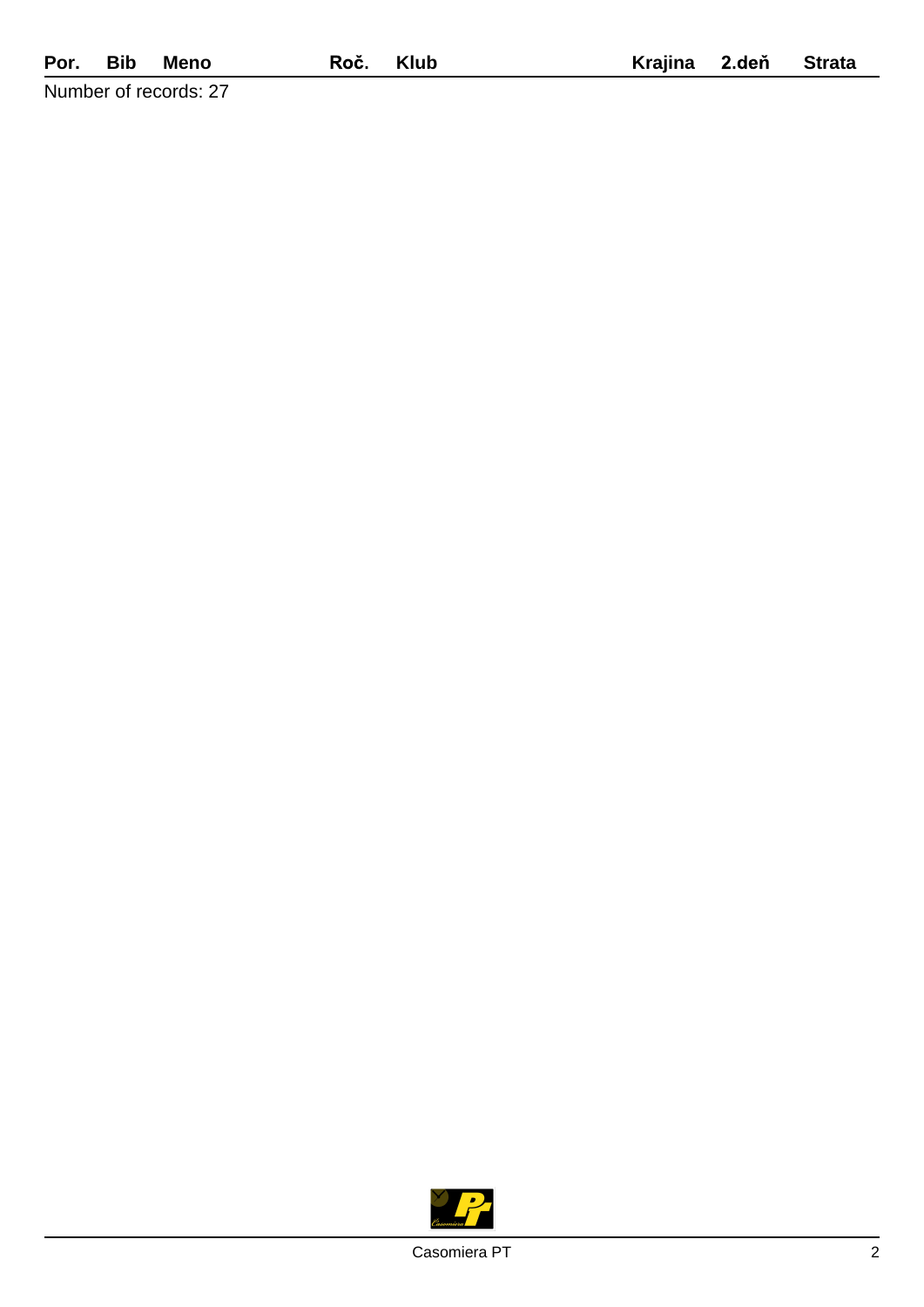| Por. | Bib | Meno | Roč. | Klub | Krajina | 2.deň | Strata |
|---|---|---|---|---|---|---|---|

Number of records: 27